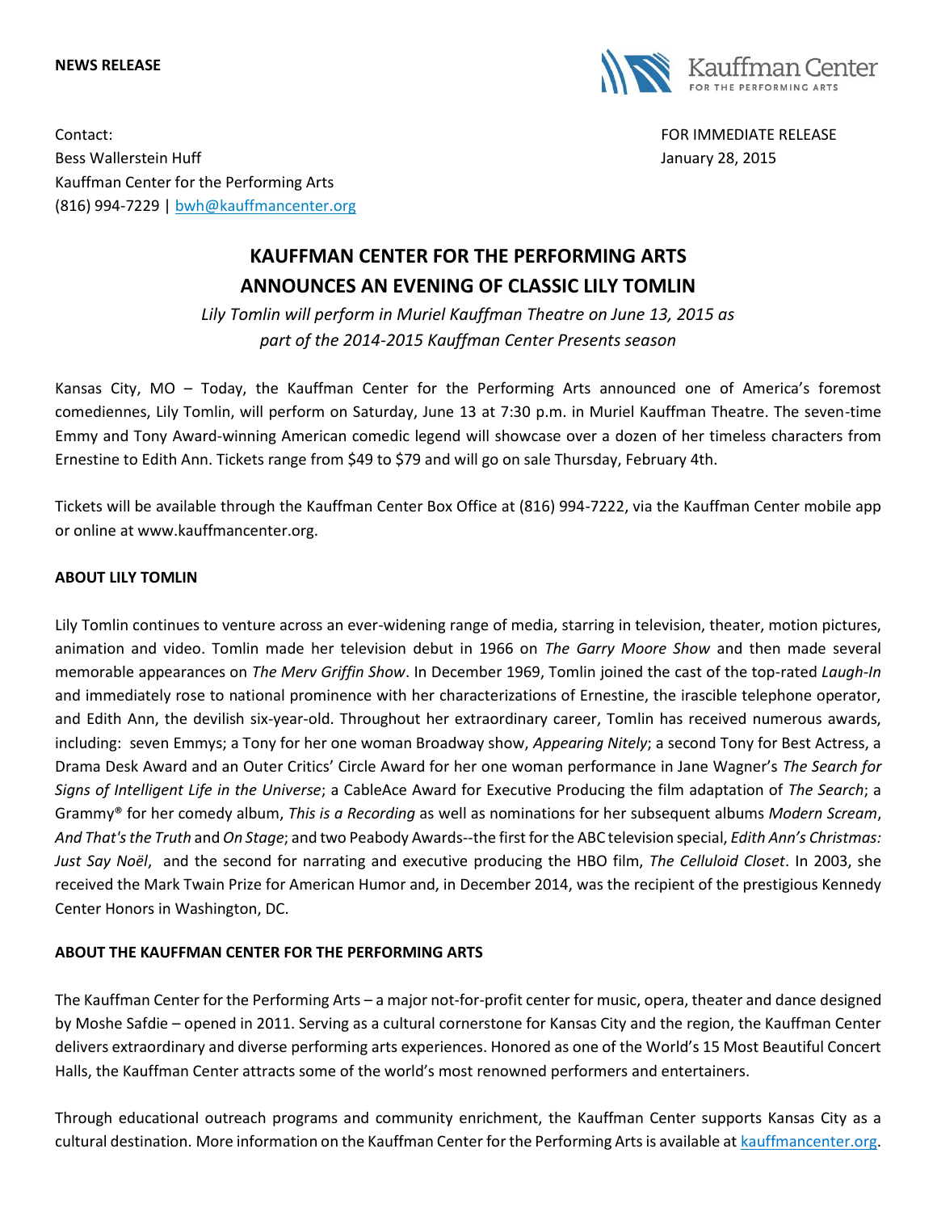**NEWS RELEASE**

Kauffman Center FOR THE PERFORMING ARTS

Contact:
Bess Wallerstein Huff
Kauffman Center for the Performing Arts
(816) 994-7229 | bwh@kauffmancenter.org

FOR IMMEDIATE RELEASE
January 28, 2015

# KAUFFMAN CENTER FOR THE PERFORMING ARTS ANNOUNCES AN EVENING OF CLASSIC LILY TOMLIN

*Lily Tomlin will perform in Muriel Kauffman Theatre on June 13, 2015 as part of the 2014-2015 Kauffman Center Presents season*

Kansas City, MO – Today, the Kauffman Center for the Performing Arts announced one of America's foremost comediennes, Lily Tomlin, will perform on Saturday, June 13 at 7:30 p.m. in Muriel Kauffman Theatre. The seven-time Emmy and Tony Award-winning American comedic legend will showcase over a dozen of her timeless characters from Ernestine to Edith Ann. Tickets range from $49 to $79 and will go on sale Thursday, February 4th.

Tickets will be available through the Kauffman Center Box Office at (816) 994-7222, via the Kauffman Center mobile app or online at www.kauffmancenter.org.

**ABOUT LILY TOMLIN**

Lily Tomlin continues to venture across an ever-widening range of media, starring in television, theater, motion pictures, animation and video. Tomlin made her television debut in 1966 on *The Garry Moore Show* and then made several memorable appearances on *The Merv Griffin Show*. In December 1969, Tomlin joined the cast of the top-rated *Laugh-In* and immediately rose to national prominence with her characterizations of Ernestine, the irascible telephone operator, and Edith Ann, the devilish six-year-old. Throughout her extraordinary career, Tomlin has received numerous awards, including: seven Emmys; a Tony for her one woman Broadway show, *Appearing Nitely*; a second Tony for Best Actress, a Drama Desk Award and an Outer Critics' Circle Award for her one woman performance in Jane Wagner's *The Search for Signs of Intelligent Life in the Universe*; a CableAce Award for Executive Producing the film adaptation of *The Search*; a Grammy® for her comedy album, *This is a Recording* as well as nominations for her subsequent albums *Modern Scream*, *And That's the Truth* and *On Stage*; and two Peabody Awards--the first for the ABC television special, *Edith Ann's Christmas: Just Say Noël*, and the second for narrating and executive producing the HBO film, *The Celluloid Closet*. In 2003, she received the Mark Twain Prize for American Humor and, in December 2014, was the recipient of the prestigious Kennedy Center Honors in Washington, DC.

**ABOUT THE KAUFFMAN CENTER FOR THE PERFORMING ARTS**

The Kauffman Center for the Performing Arts – a major not-for-profit center for music, opera, theater and dance designed by Moshe Safdie – opened in 2011. Serving as a cultural cornerstone for Kansas City and the region, the Kauffman Center delivers extraordinary and diverse performing arts experiences. Honored as one of the World's 15 Most Beautiful Concert Halls, the Kauffman Center attracts some of the world's most renowned performers and entertainers.

Through educational outreach programs and community enrichment, the Kauffman Center supports Kansas City as a cultural destination. More information on the Kauffman Center for the Performing Arts is available at kauffmancenter.org.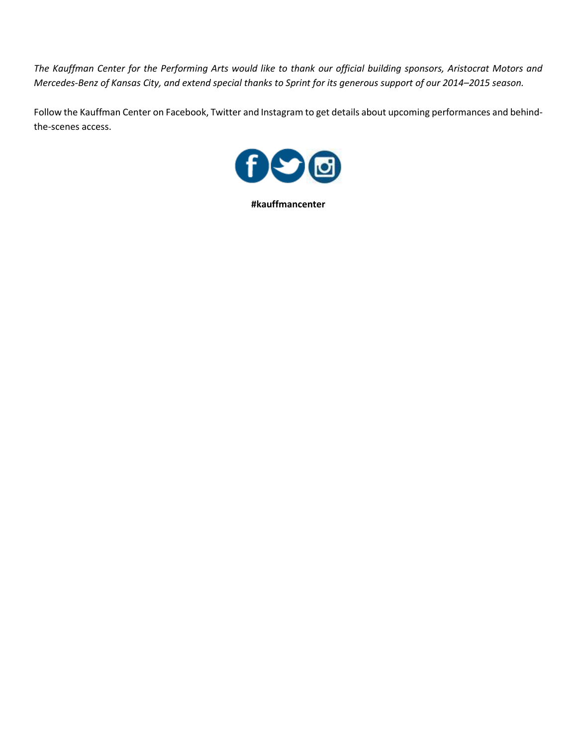*The Kauffman Center for the Performing Arts would like to thank our official building sponsors, Aristocrat Motors and Mercedes-Benz of Kansas City, and extend special thanks to Sprint for its generous support of our 2014–2015 season.*

Follow the Kauffman Center on Facebook, Twitter and Instagram to get details about upcoming performances and behind-the-scenes access.

**#kauffmancenter**